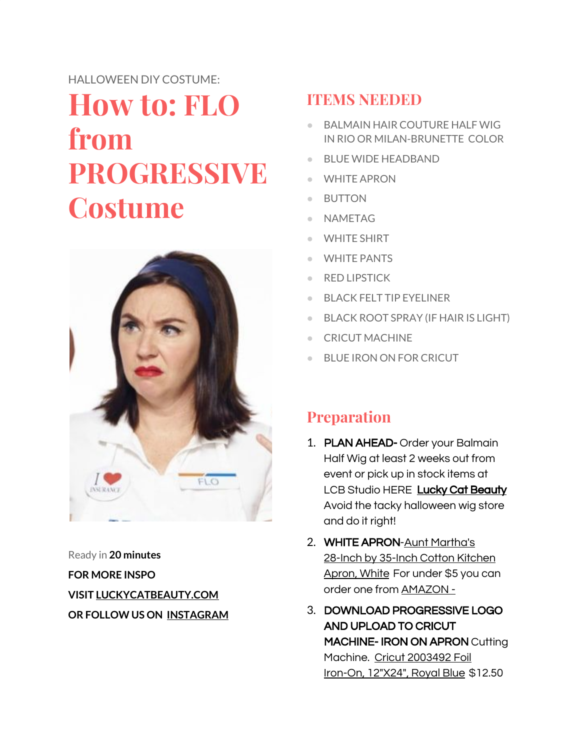HALLOWEEN DIY COSTUME:

# How to: FLO from PROGRESSIVE Costume

Ready in **20 minutes**

**FOR MORE INSPO**

**VISIT LUCKYCATBEAUTY.COM**

**OR FOLLOW US ON INSTAGRAM**

## ITEMS NEEDED

- BALMAIN HAIR COUTURE HALF WIG IN RIO OR MILAN-BRUNETTE COLOR
- BLUE WIDE HEADBAND
- WHITE APRON
- BUTTON
- NAMETAG
- WHITE SHIRT
- WHITE PANTS
- RED LIPSTICK
- BLACK FELT TIP EYELINER
- BLACK ROOT SPRAY (IF HAIR IS LIGHT)
- CRICUT MACHINE
- BLUE IRON ON FOR CRICUT

## Preparation

1. **PLAN AHEAD-** Order your Balmain Half Wig at least 2 weeks out from event or pick up in stock items at LCB Studio HERE **Lucky Cat Beauty** Avoid the tacky halloween wig store and do it right!
2. **WHITE APRON**-Aunt Martha's 28-Inch by 35-Inch Cotton Kitchen Apron, White For under $5 you can order one from AMAZON -
3. **DOWNLOAD PROGRESSIVE LOGO AND UPLOAD TO CRICUT MACHINE- IRON ON APRON** Cutting Machine. Cricut 2003492 Foil Iron-On, 12"X24", Royal Blue $12.50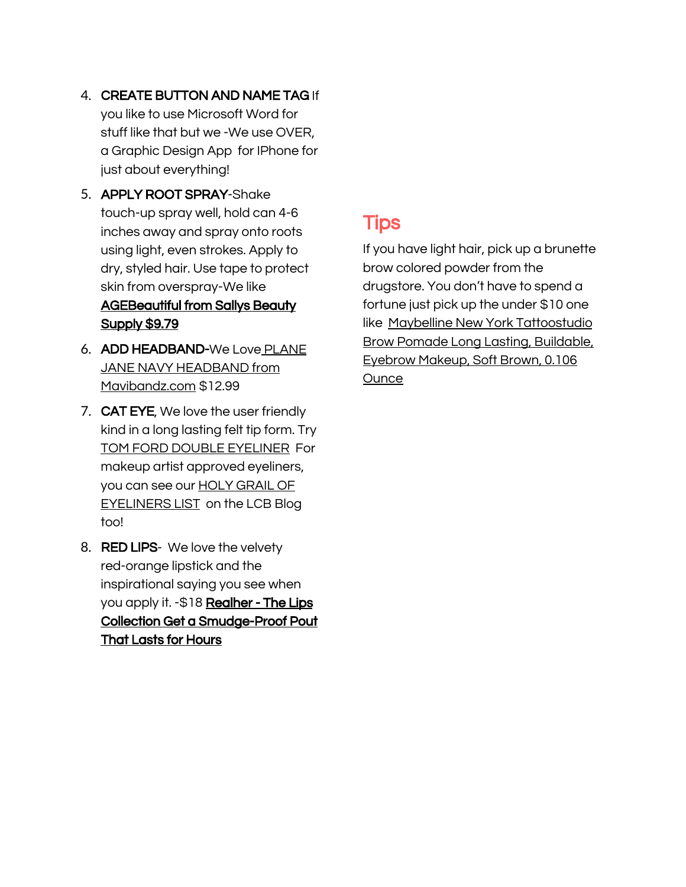4. **CREATE BUTTON AND NAME TAG** If you like to use Microsoft Word for stuff like that but we -We use OVER, a Graphic Design App for IPhone for just about everything!
5. **APPLY ROOT SPRAY**-Shake touch-up spray well, hold can 4-6 inches away and spray onto roots using light, even strokes. Apply to dry, styled hair. Use tape to protect skin from overspray-We like **AGEBeautiful from Sallys Beauty Supply $9.79**
6. **ADD HEADBAND-**We Love PLANE JANE NAVY HEADBAND from Mavibandz.com $12.99
7. **CAT EYE**, We love the user friendly kind in a long lasting felt tip form. Try TOM FORD DOUBLE EYELINER For makeup artist approved eyeliners, you can see our HOLY GRAIL OF EYELINERS LIST on the LCB Blog too!
8. **RED LIPS**- We love the velvety red-orange lipstick and the inspirational saying you see when you apply it. -$18 **Realher - The Lips Collection Get a Smudge-Proof Pout That Lasts for Hours**

## Tips

If you have light hair, pick up a brunette brow colored powder from the drugstore. You don't have to spend a fortune just pick up the under $10 one like Maybelline New York Tattoostudio Brow Pomade Long Lasting, Buildable, Eyebrow Makeup, Soft Brown, 0.106 Ounce